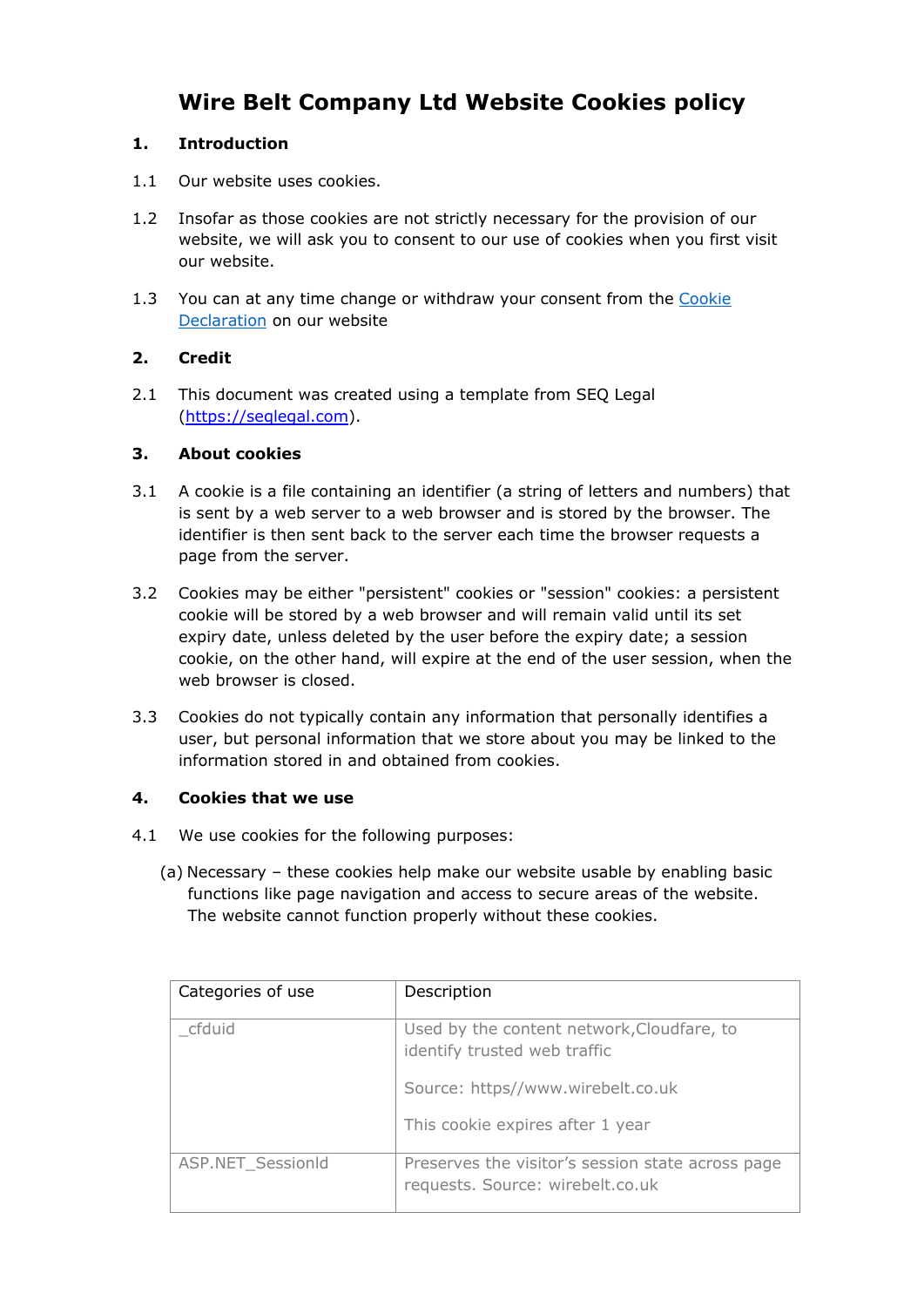# Wire Belt Company Ltd Website Cookies policy

## 1. Introduction

1.1 Our website uses cookies.

1.2 Insofar as those cookies are not strictly necessary for the provision of our website, we will ask you to consent to our use of cookies when you first visit our website.

1.3 You can at any time change or withdraw your consent from the [Cookie Declaration](#) on our website

## 2. Credit

2.1 This document was created using a template from SEQ Legal ([https://seqlegal.com](https://seqlegal.com)).

## 3. About cookies

3.1 A cookie is a file containing an identifier (a string of letters and numbers) that is sent by a web server to a web browser and is stored by the browser. The identifier is then sent back to the server each time the browser requests a page from the server.

3.2 Cookies may be either "persistent" cookies or "session" cookies: a persistent cookie will be stored by a web browser and will remain valid until its set expiry date, unless deleted by the user before the expiry date; a session cookie, on the other hand, will expire at the end of the user session, when the web browser is closed.

3.3 Cookies do not typically contain any information that personally identifies a user, but personal information that we store about you may be linked to the information stored in and obtained from cookies.

## 4. Cookies that we use

4.1 We use cookies for the following purposes:

(a) Necessary – these cookies help make our website usable by enabling basic functions like page navigation and access to secure areas of the website. The website cannot function properly without these cookies.

| Categories of use | Description |
| --- | --- |
| _cfduid | Used by the content network,Cloudfare, to identify trusted web traffic<br><br>Source: https//www.wirebelt.co.uk<br><br>This cookie expires after 1 year |
| ASP.NET_SessionId | Preserves the visitor's session state across page requests. Source: wirebelt.co.uk |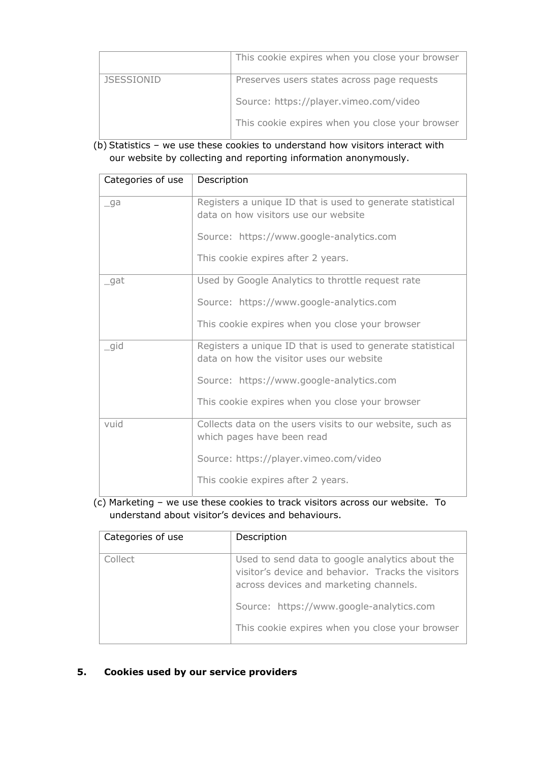| | |
|---|---|
| | This cookie expires when you close your browser |
| JSESSIONID | Preserves users states across page requests<br><br>Source: https://player.vimeo.com/video<br><br>This cookie expires when you close your browser |

(b) Statistics – we use these cookies to understand how visitors interact with our website by collecting and reporting information anonymously.

| Categories of use | Description |
|---|---|
| _ga | Registers a unique ID that is used to generate statistical data on how visitors use our website<br><br>Source: https://www.google-analytics.com<br><br>This cookie expires after 2 years. |
| _gat | Used by Google Analytics to throttle request rate<br><br>Source: https://www.google-analytics.com<br><br>This cookie expires when you close your browser |
| _gid | Registers a unique ID that is used to generate statistical data on how the visitor uses our website<br><br>Source: https://www.google-analytics.com<br><br>This cookie expires when you close your browser |
| vuid | Collects data on the users visits to our website, such as which pages have been read<br><br>Source: https://player.vimeo.com/video<br><br>This cookie expires after 2 years. |

(c) Marketing – we use these cookies to track visitors across our website. To understand about visitor's devices and behaviours.

| Categories of use | Description |
|---|---|
| Collect | Used to send data to google analytics about the visitor's device and behavior. Tracks the visitors across devices and marketing channels.<br><br>Source: https://www.google-analytics.com<br><br>This cookie expires when you close your browser |

## 5. Cookies used by our service providers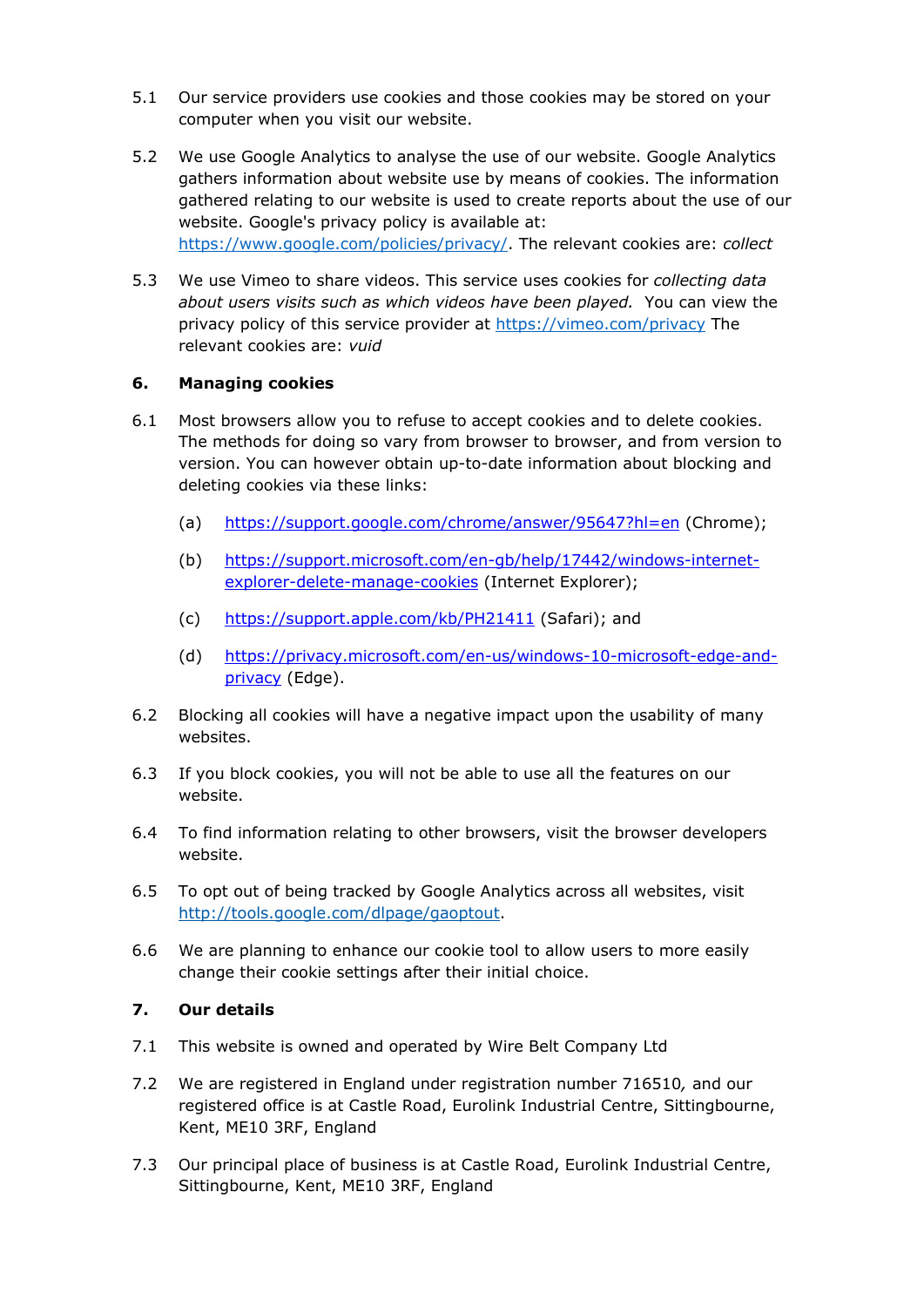5.1 Our service providers use cookies and those cookies may be stored on your computer when you visit our website.

5.2 We use Google Analytics to analyse the use of our website. Google Analytics gathers information about website use by means of cookies. The information gathered relating to our website is used to create reports about the use of our website. Google's privacy policy is available at: [https://www.google.com/policies/privacy/](https://www.google.com/policies/privacy/). The relevant cookies are: *collect*

5.3 We use Vimeo to share videos. This service uses cookies for *collecting data about users visits such as which videos have been played.* You can view the privacy policy of this service provider at [https://vimeo.com/privacy](https://vimeo.com/privacy) The relevant cookies are: *vuid*

## 6. Managing cookies

6.1 Most browsers allow you to refuse to accept cookies and to delete cookies. The methods for doing so vary from browser to browser, and from version to version. You can however obtain up-to-date information about blocking and deleting cookies via these links:

(a) [https://support.google.com/chrome/answer/95647?hl=en](https://support.google.com/chrome/answer/95647?hl=en) (Chrome);

(b) [https://support.microsoft.com/en-gb/help/17442/windows-internet-explorer-delete-manage-cookies](https://support.microsoft.com/en-gb/help/17442/windows-internet-explorer-delete-manage-cookies) (Internet Explorer);

(c) [https://support.apple.com/kb/PH21411](https://support.apple.com/kb/PH21411) (Safari); and

(d) [https://privacy.microsoft.com/en-us/windows-10-microsoft-edge-and-privacy](https://privacy.microsoft.com/en-us/windows-10-microsoft-edge-and-privacy) (Edge).

6.2 Blocking all cookies will have a negative impact upon the usability of many websites.

6.3 If you block cookies, you will not be able to use all the features on our website.

6.4 To find information relating to other browsers, visit the browser developers website.

6.5 To opt out of being tracked by Google Analytics across all websites, visit [http://tools.google.com/dlpage/gaoptout](http://tools.google.com/dlpage/gaoptout).

6.6 We are planning to enhance our cookie tool to allow users to more easily change their cookie settings after their initial choice.

## 7. Our details

7.1 This website is owned and operated by Wire Belt Company Ltd

7.2 We are registered in England under registration number 716510, and our registered office is at Castle Road, Eurolink Industrial Centre, Sittingbourne, Kent, ME10 3RF, England

7.3 Our principal place of business is at Castle Road, Eurolink Industrial Centre, Sittingbourne, Kent, ME10 3RF, England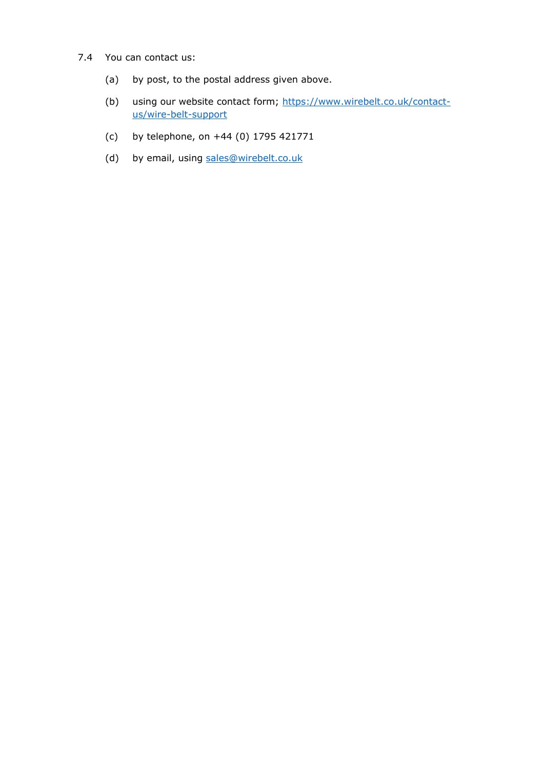7.4 You can contact us:

(a) by post, to the postal address given above.

(b) using our website contact form; https://www.wirebelt.co.uk/contact-us/wire-belt-support

(c) by telephone, on +44 (0) 1795 421771

(d) by email, using sales@wirebelt.co.uk